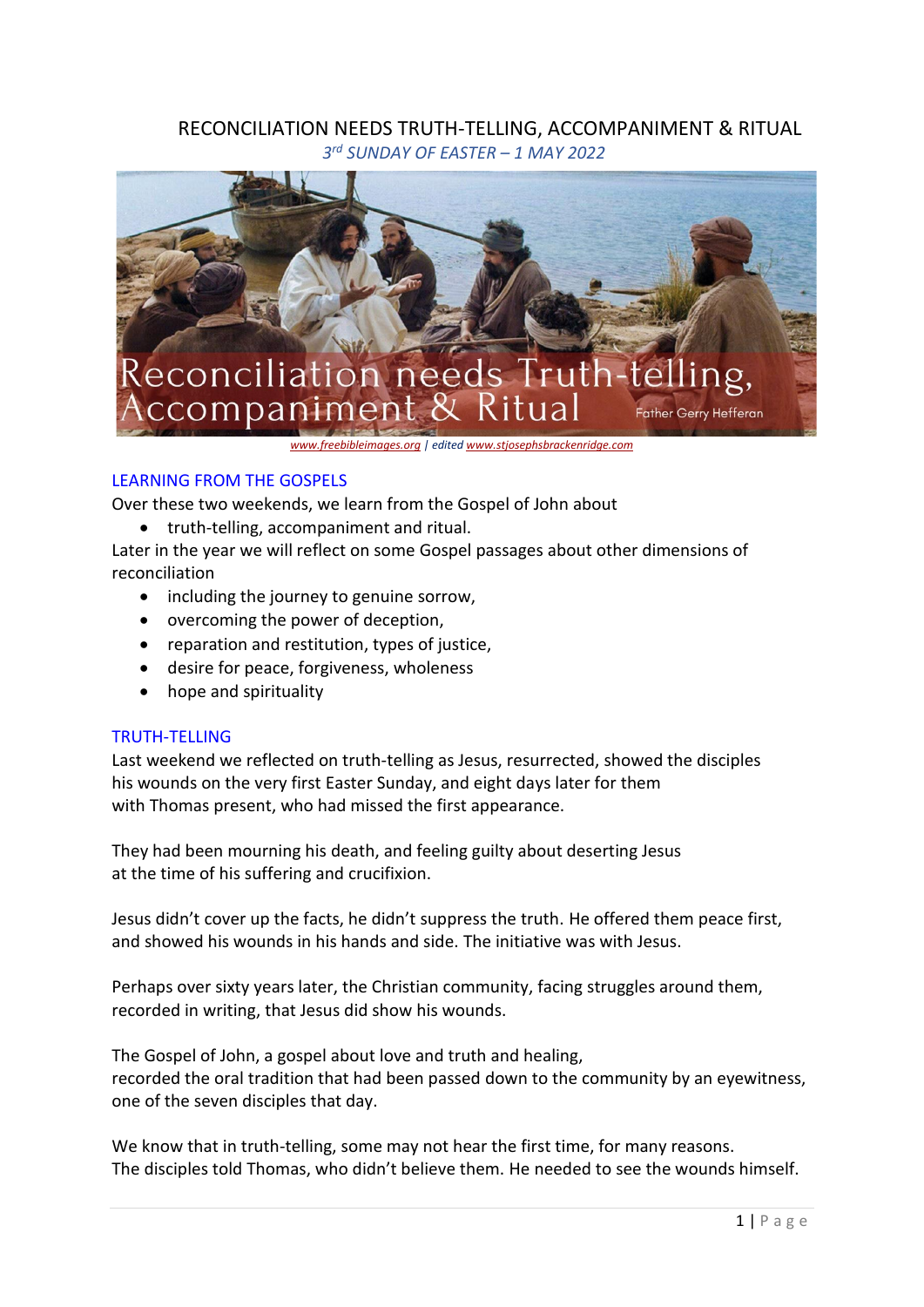# RECONCILIATION NEEDS TRUTH-TELLING, ACCOMPANIMENT & RITUAL

*3rd SUNDAY OF EASTER – 1 MAY 2022*

*www.freebibleimages.org | edited www.stjosephsbrackenridge.com*

## LEARNING FROM THE GOSPELS

Over these two weekends, we learn from the Gospel of John about

- truth-telling, accompaniment and ritual.

Later in the year we will reflect on some Gospel passages about other dimensions of reconciliation

- including the journey to genuine sorrow,
- overcoming the power of deception,
- reparation and restitution, types of justice,
- desire for peace, forgiveness, wholeness
- hope and spirituality

## TRUTH-TELLING

Last weekend we reflected on truth-telling as Jesus, resurrected, showed the disciples his wounds on the very first Easter Sunday, and eight days later for them with Thomas present, who had missed the first appearance.

They had been mourning his death, and feeling guilty about deserting Jesus at the time of his suffering and crucifixion.

Jesus didn't cover up the facts, he didn't suppress the truth. He offered them peace first, and showed his wounds in his hands and side. The initiative was with Jesus.

Perhaps over sixty years later, the Christian community, facing struggles around them, recorded in writing, that Jesus did show his wounds.

The Gospel of John, a gospel about love and truth and healing,
recorded the oral tradition that had been passed down to the community by an eyewitness, one of the seven disciples that day.

We know that in truth-telling, some may not hear the first time, for many reasons.
The disciples told Thomas, who didn't believe them. He needed to see the wounds himself.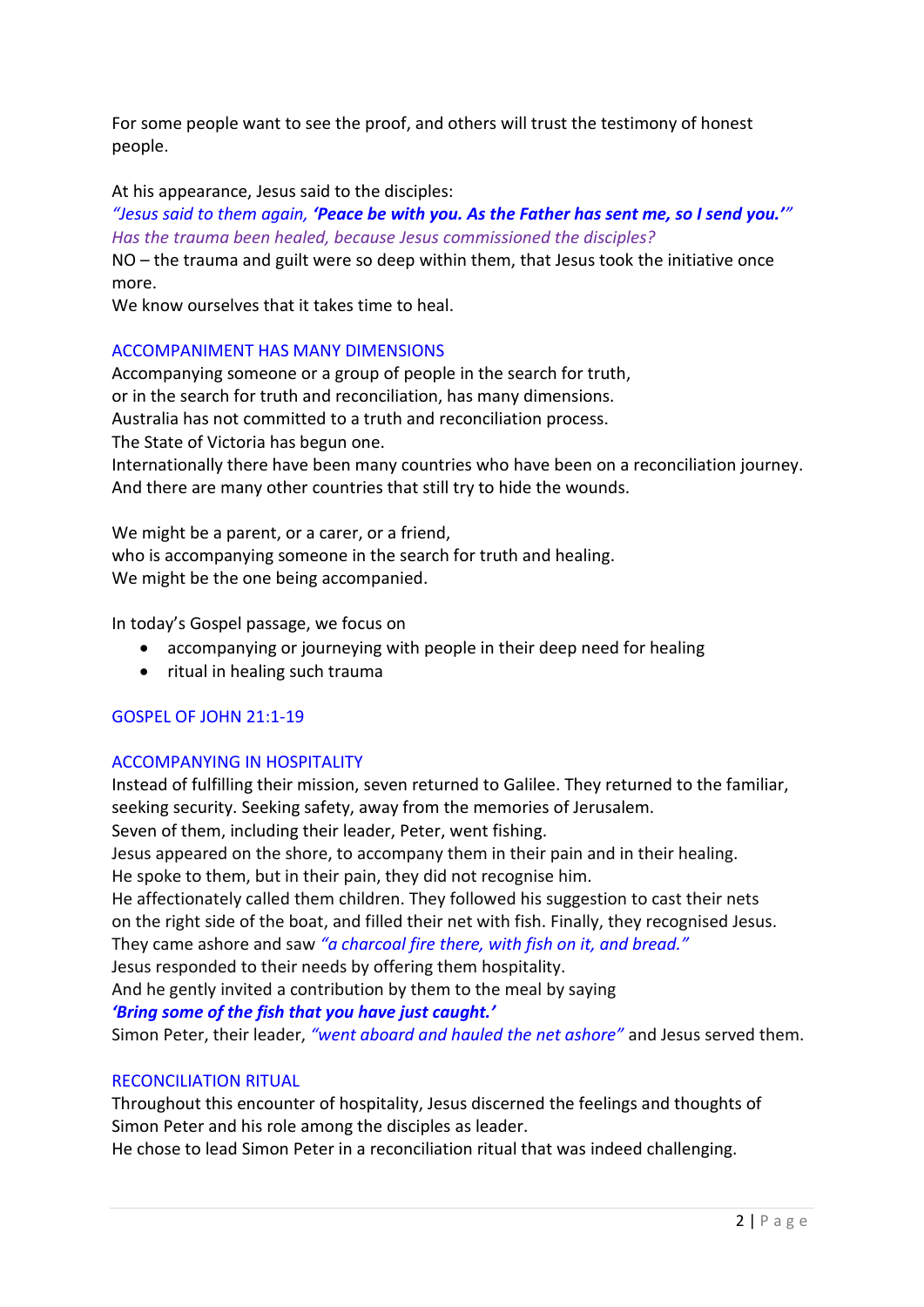For some people want to see the proof, and others will trust the testimony of honest people.

At his appearance, Jesus said to the disciples:

*"Jesus said to them again,* ***'Peace be with you. As the Father has sent me, so I send you.'"***

*Has the trauma been healed, because Jesus commissioned the disciples?*

NO – the trauma and guilt were so deep within them, that Jesus took the initiative once more.

We know ourselves that it takes time to heal.

## ACCOMPANIMENT HAS MANY DIMENSIONS

Accompanying someone or a group of people in the search for truth,
or in the search for truth and reconciliation, has many dimensions.
Australia has not committed to a truth and reconciliation process.
The State of Victoria has begun one.
Internationally there have been many countries who have been on a reconciliation journey.
And there are many other countries that still try to hide the wounds.

We might be a parent, or a carer, or a friend,
who is accompanying someone in the search for truth and healing.
We might be the one being accompanied.

In today's Gospel passage, we focus on

- accompanying or journeying with people in their deep need for healing
- ritual in healing such trauma

## GOSPEL OF JOHN 21:1-19

## ACCOMPANYING IN HOSPITALITY

Instead of fulfilling their mission, seven returned to Galilee. They returned to the familiar, seeking security. Seeking safety, away from the memories of Jerusalem.
Seven of them, including their leader, Peter, went fishing.
Jesus appeared on the shore, to accompany them in their pain and in their healing.
He spoke to them, but in their pain, they did not recognise him.
He affectionately called them children. They followed his suggestion to cast their nets on the right side of the boat, and filled their net with fish. Finally, they recognised Jesus.
They came ashore and saw *"a charcoal fire there, with fish on it, and bread."*
Jesus responded to their needs by offering them hospitality.
And he gently invited a contribution by them to the meal by saying
***'Bring some of the fish that you have just caught.'***
Simon Peter, their leader, *"went aboard and hauled the net ashore"* and Jesus served them.

## RECONCILIATION RITUAL

Throughout this encounter of hospitality, Jesus discerned the feelings and thoughts of Simon Peter and his role among the disciples as leader.
He chose to lead Simon Peter in a reconciliation ritual that was indeed challenging.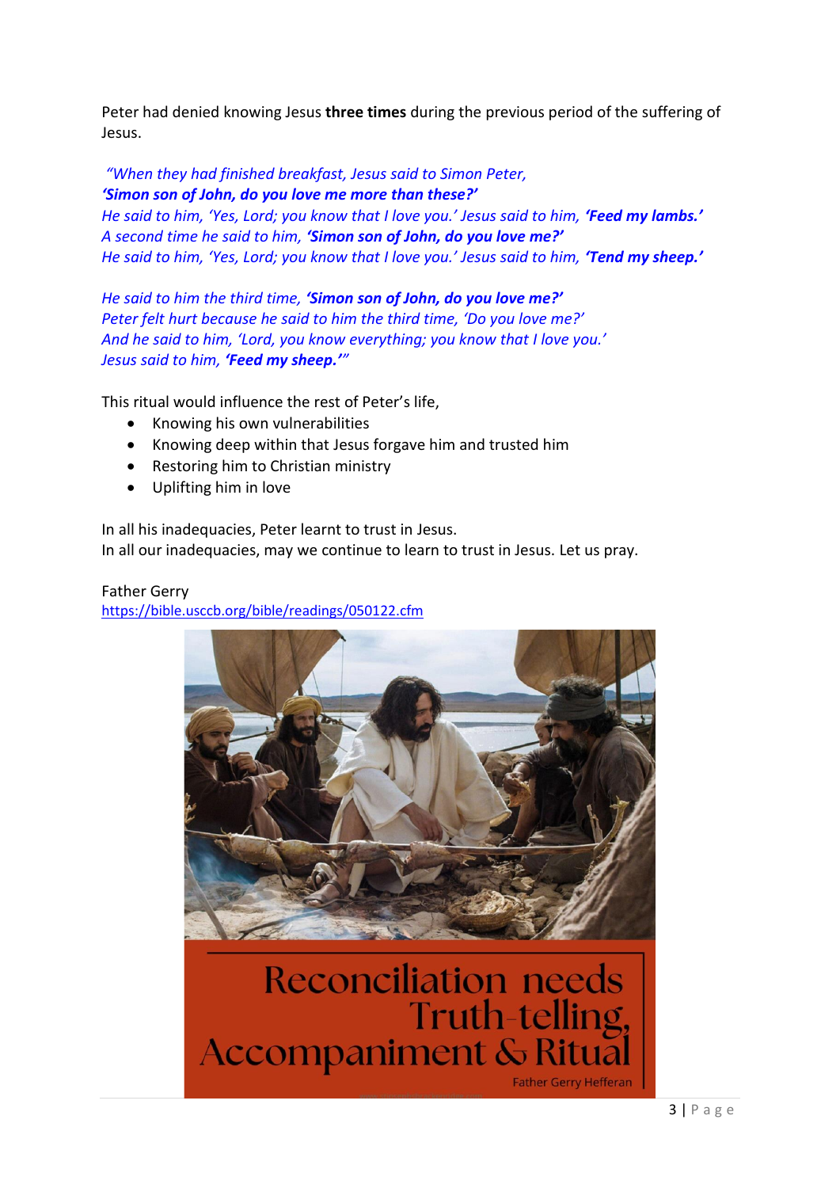Peter had denied knowing Jesus **three times** during the previous period of the suffering of Jesus.

*"When they had finished breakfast, Jesus said to Simon Peter,*
***'Simon son of John, do you love me more than these?'***
*He said to him, 'Yes, Lord; you know that I love you.' Jesus said to him,* ***'Feed my lambs.'***
*A second time he said to him,* ***'Simon son of John, do you love me?'***
*He said to him, 'Yes, Lord; you know that I love you.' Jesus said to him,* ***'Tend my sheep.'***

*He said to him the third time,* ***'Simon son of John, do you love me?'***
*Peter felt hurt because he said to him the third time, 'Do you love me?'*
*And he said to him, 'Lord, you know everything; you know that I love you.'*
*Jesus said to him,* ***'Feed my sheep.'"***

This ritual would influence the rest of Peter's life,

- Knowing his own vulnerabilities
- Knowing deep within that Jesus forgave him and trusted him
- Restoring him to Christian ministry
- Uplifting him in love

In all his inadequacies, Peter learnt to trust in Jesus.
In all our inadequacies, may we continue to learn to trust in Jesus. Let us pray.

Father Gerry
https://bible.usccb.org/bible/readings/050122.cfm

Reconciliation needs Truth-telling, Accompaniment & Ritual

Father Gerry Hefferan